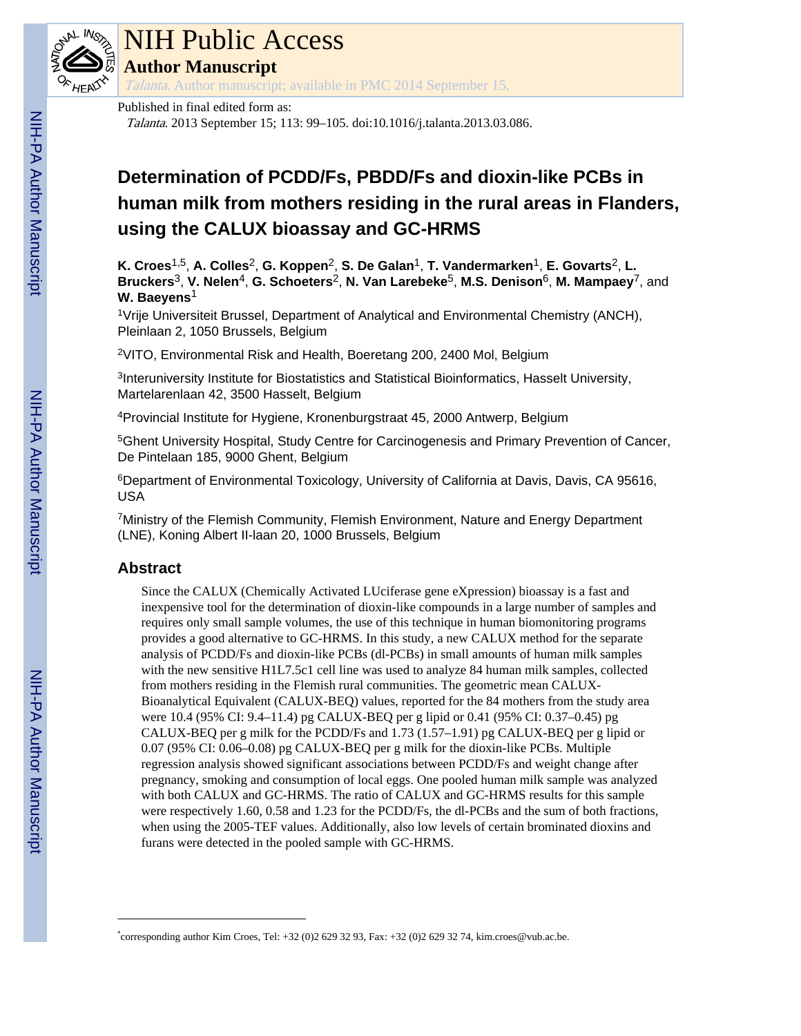# NIH Public Access

**Author Manuscript**

*Talanta*. Author manuscript; available in PMC 2014 September 15.

Published in final edited form as:

*Talanta*. 2013 September 15; 113: 99–105. doi:10.1016/j.talanta.2013.03.086.

# Determination of PCDD/Fs, PBDD/Fs and dioxin-like PCBs in human milk from mothers residing in the rural areas in Flanders, using the CALUX bioassay and GC-HRMS

**K. Croes**[1,5], **A. Colles**[2], **G. Koppen**[2], **S. De Galan**[1], **T. Vandermarken**[1], **E. Govarts**[2], **L. Bruckers**[3], **V. Nelen**[4], **G. Schoeters**[2], **N. Van Larebeke**[5], **M.S. Denison**[6], **M. Mampaey**[7], and **W. Baeyens**[1]

[1]Vrije Universiteit Brussel, Department of Analytical and Environmental Chemistry (ANCH), Pleinlaan 2, 1050 Brussels, Belgium

[2]VITO, Environmental Risk and Health, Boeretang 200, 2400 Mol, Belgium

[3]Interuniversity Institute for Biostatistics and Statistical Bioinformatics, Hasselt University, Martelarenlaan 42, 3500 Hasselt, Belgium

[4]Provincial Institute for Hygiene, Kronenburgstraat 45, 2000 Antwerp, Belgium

[5]Ghent University Hospital, Study Centre for Carcinogenesis and Primary Prevention of Cancer, De Pintelaan 185, 9000 Ghent, Belgium

[6]Department of Environmental Toxicology, University of California at Davis, Davis, CA 95616, USA

[7]Ministry of the Flemish Community, Flemish Environment, Nature and Energy Department (LNE), Koning Albert II-laan 20, 1000 Brussels, Belgium

## Abstract

Since the CALUX (Chemically Activated LUciferase gene eXpression) bioassay is a fast and inexpensive tool for the determination of dioxin-like compounds in a large number of samples and requires only small sample volumes, the use of this technique in human biomonitoring programs provides a good alternative to GC-HRMS. In this study, a new CALUX method for the separate analysis of PCDD/Fs and dioxin-like PCBs (dl-PCBs) in small amounts of human milk samples with the new sensitive H1L7.5c1 cell line was used to analyze 84 human milk samples, collected from mothers residing in the Flemish rural communities. The geometric mean CALUX-Bioanalytical Equivalent (CALUX-BEQ) values, reported for the 84 mothers from the study area were 10.4 (95% CI: 9.4–11.4) pg CALUX-BEQ per g lipid or 0.41 (95% CI: 0.37–0.45) pg CALUX-BEQ per g milk for the PCDD/Fs and 1.73 (1.57–1.91) pg CALUX-BEQ per g lipid or 0.07 (95% CI: 0.06–0.08) pg CALUX-BEQ per g milk for the dioxin-like PCBs. Multiple regression analysis showed significant associations between PCDD/Fs and weight change after pregnancy, smoking and consumption of local eggs. One pooled human milk sample was analyzed with both CALUX and GC-HRMS. The ratio of CALUX and GC-HRMS results for this sample were respectively 1.60, 0.58 and 1.23 for the PCDD/Fs, the dl-PCBs and the sum of both fractions, when using the 2005-TEF values. Additionally, also low levels of certain brominated dioxins and furans were detected in the pooled sample with GC-HRMS.

---

*corresponding author Kim Croes, Tel: +32 (0)2 629 32 93, Fax: +32 (0)2 629 32 74, kim.croes@vub.ac.be.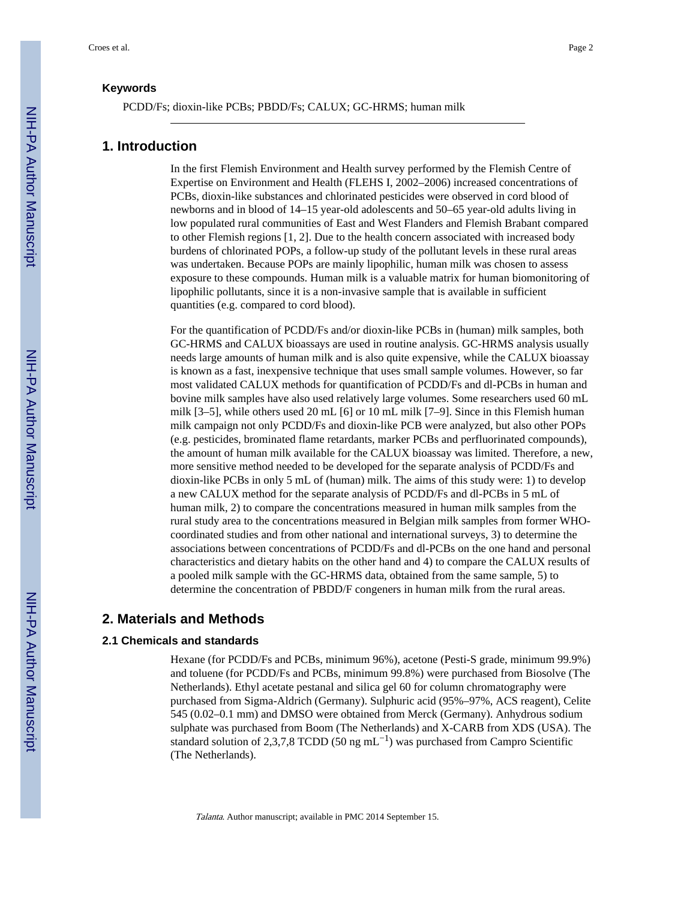### Keywords

PCDD/Fs; dioxin-like PCBs; PBDD/Fs; CALUX; GC-HRMS; human milk

## 1. Introduction

In the first Flemish Environment and Health survey performed by the Flemish Centre of Expertise on Environment and Health (FLEHS I, 2002–2006) increased concentrations of PCBs, dioxin-like substances and chlorinated pesticides were observed in cord blood of newborns and in blood of 14–15 year-old adolescents and 50–65 year-old adults living in low populated rural communities of East and West Flanders and Flemish Brabant compared to other Flemish regions [1, 2]. Due to the health concern associated with increased body burdens of chlorinated POPs, a follow-up study of the pollutant levels in these rural areas was undertaken. Because POPs are mainly lipophilic, human milk was chosen to assess exposure to these compounds. Human milk is a valuable matrix for human biomonitoring of lipophilic pollutants, since it is a non-invasive sample that is available in sufficient quantities (e.g. compared to cord blood).

For the quantification of PCDD/Fs and/or dioxin-like PCBs in (human) milk samples, both GC-HRMS and CALUX bioassays are used in routine analysis. GC-HRMS analysis usually needs large amounts of human milk and is also quite expensive, while the CALUX bioassay is known as a fast, inexpensive technique that uses small sample volumes. However, so far most validated CALUX methods for quantification of PCDD/Fs and dl-PCBs in human and bovine milk samples have also used relatively large volumes. Some researchers used 60 mL milk [3–5], while others used 20 mL [6] or 10 mL milk [7–9]. Since in this Flemish human milk campaign not only PCDD/Fs and dioxin-like PCB were analyzed, but also other POPs (e.g. pesticides, brominated flame retardants, marker PCBs and perfluorinated compounds), the amount of human milk available for the CALUX bioassay was limited. Therefore, a new, more sensitive method needed to be developed for the separate analysis of PCDD/Fs and dioxin-like PCBs in only 5 mL of (human) milk. The aims of this study were: 1) to develop a new CALUX method for the separate analysis of PCDD/Fs and dl-PCBs in 5 mL of human milk, 2) to compare the concentrations measured in human milk samples from the rural study area to the concentrations measured in Belgian milk samples from former WHO-coordinated studies and from other national and international surveys, 3) to determine the associations between concentrations of PCDD/Fs and dl-PCBs on the one hand and personal characteristics and dietary habits on the other hand and 4) to compare the CALUX results of a pooled milk sample with the GC-HRMS data, obtained from the same sample, 5) to determine the concentration of PBDD/F congeners in human milk from the rural areas.

## 2. Materials and Methods

### 2.1 Chemicals and standards

Hexane (for PCDD/Fs and PCBs, minimum 96%), acetone (Pesti-S grade, minimum 99.9%) and toluene (for PCDD/Fs and PCBs, minimum 99.8%) were purchased from Biosolve (The Netherlands). Ethyl acetate pestanal and silica gel 60 for column chromatography were purchased from Sigma-Aldrich (Germany). Sulphuric acid (95%–97%, ACS reagent), Celite 545 (0.02–0.1 mm) and DMSO were obtained from Merck (Germany). Anhydrous sodium sulphate was purchased from Boom (The Netherlands) and X-CARB from XDS (USA). The standard solution of 2,3,7,8 TCDD (50 ng $mL^{-1}$) was purchased from Campro Scientific (The Netherlands).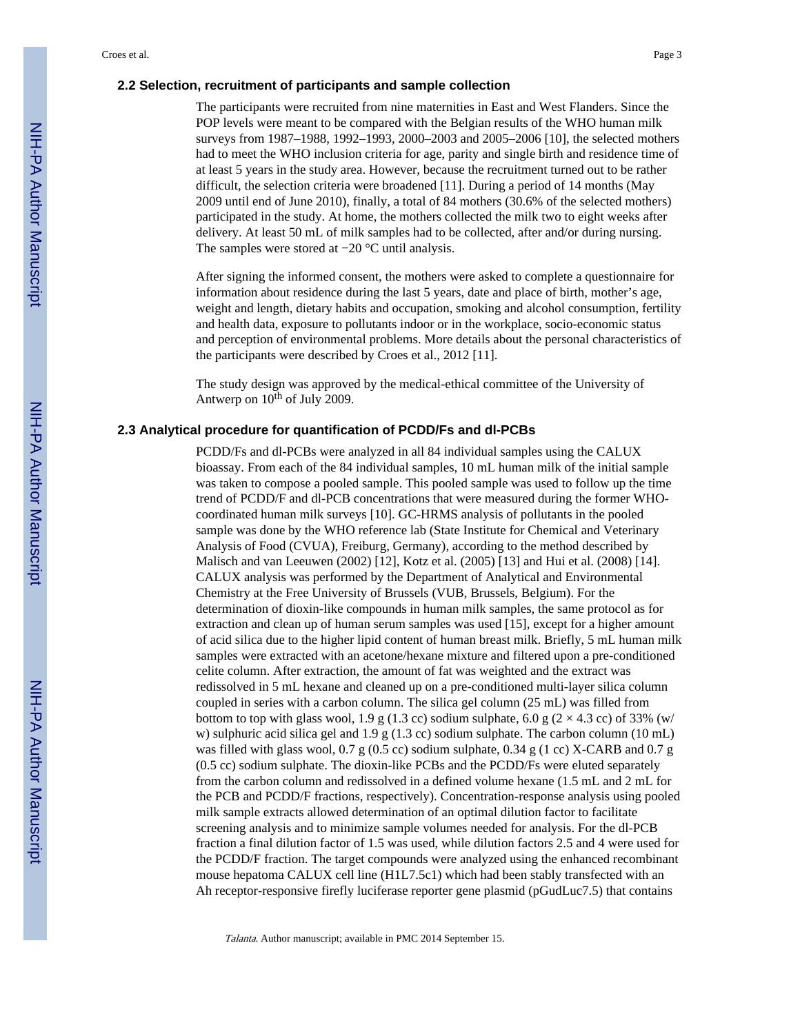### 2.2 Selection, recruitment of participants and sample collection

The participants were recruited from nine maternities in East and West Flanders. Since the POP levels were meant to be compared with the Belgian results of the WHO human milk surveys from 1987–1988, 1992–1993, 2000–2003 and 2005–2006 [10], the selected mothers had to meet the WHO inclusion criteria for age, parity and single birth and residence time of at least 5 years in the study area. However, because the recruitment turned out to be rather difficult, the selection criteria were broadened [11]. During a period of 14 months (May 2009 until end of June 2010), finally, a total of 84 mothers (30.6% of the selected mothers) participated in the study. At home, the mothers collected the milk two to eight weeks after delivery. At least 50 mL of milk samples had to be collected, after and/or during nursing. The samples were stored at −20 °C until analysis.

After signing the informed consent, the mothers were asked to complete a questionnaire for information about residence during the last 5 years, date and place of birth, mother's age, weight and length, dietary habits and occupation, smoking and alcohol consumption, fertility and health data, exposure to pollutants indoor or in the workplace, socio-economic status and perception of environmental problems. More details about the personal characteristics of the participants were described by Croes et al., 2012 [11].

The study design was approved by the medical-ethical committee of the University of Antwerp on 10$^{th}$ of July 2009.

### 2.3 Analytical procedure for quantification of PCDD/Fs and dl-PCBs

PCDD/Fs and dl-PCBs were analyzed in all 84 individual samples using the CALUX bioassay. From each of the 84 individual samples, 10 mL human milk of the initial sample was taken to compose a pooled sample. This pooled sample was used to follow up the time trend of PCDD/F and dl-PCB concentrations that were measured during the former WHO-coordinated human milk surveys [10]. GC-HRMS analysis of pollutants in the pooled sample was done by the WHO reference lab (State Institute for Chemical and Veterinary Analysis of Food (CVUA), Freiburg, Germany), according to the method described by Malisch and van Leeuwen (2002) [12], Kotz et al. (2005) [13] and Hui et al. (2008) [14]. CALUX analysis was performed by the Department of Analytical and Environmental Chemistry at the Free University of Brussels (VUB, Brussels, Belgium). For the determination of dioxin-like compounds in human milk samples, the same protocol as for extraction and clean up of human serum samples was used [15], except for a higher amount of acid silica due to the higher lipid content of human breast milk. Briefly, 5 mL human milk samples were extracted with an acetone/hexane mixture and filtered upon a pre-conditioned celite column. After extraction, the amount of fat was weighted and the extract was redissolved in 5 mL hexane and cleaned up on a pre-conditioned multi-layer silica column coupled in series with a carbon column. The silica gel column (25 mL) was filled from bottom to top with glass wool, 1.9 g (1.3 cc) sodium sulphate, 6.0 g (2 × 4.3 cc) of 33% (w/w) sulphuric acid silica gel and 1.9 g (1.3 cc) sodium sulphate. The carbon column (10 mL) was filled with glass wool, 0.7 g (0.5 cc) sodium sulphate, 0.34 g (1 cc) X-CARB and 0.7 g (0.5 cc) sodium sulphate. The dioxin-like PCBs and the PCDD/Fs were eluted separately from the carbon column and redissolved in a defined volume hexane (1.5 mL and 2 mL for the PCB and PCDD/F fractions, respectively). Concentration-response analysis using pooled milk sample extracts allowed determination of an optimal dilution factor to facilitate screening analysis and to minimize sample volumes needed for analysis. For the dl-PCB fraction a final dilution factor of 1.5 was used, while dilution factors 2.5 and 4 were used for the PCDD/F fraction. The target compounds were analyzed using the enhanced recombinant mouse hepatoma CALUX cell line (H1L7.5c1) which had been stably transfected with an Ah receptor-responsive firefly luciferase reporter gene plasmid (pGudLuc7.5) that contains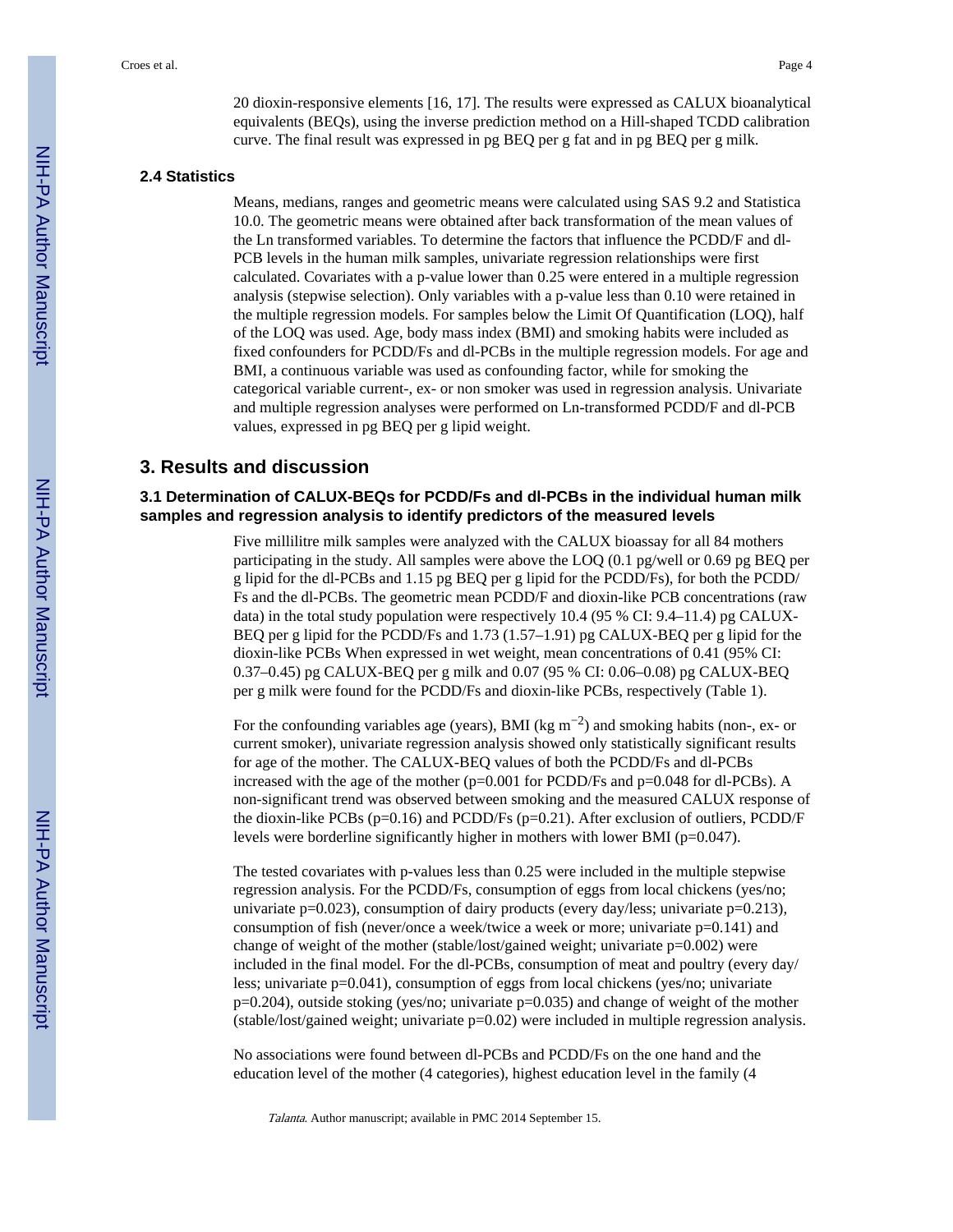20 dioxin-responsive elements [16, 17]. The results were expressed as CALUX bioanalytical equivalents (BEQs), using the inverse prediction method on a Hill-shaped TCDD calibration curve. The final result was expressed in pg BEQ per g fat and in pg BEQ per g milk.

### 2.4 Statistics

Means, medians, ranges and geometric means were calculated using SAS 9.2 and Statistica 10.0. The geometric means were obtained after back transformation of the mean values of the Ln transformed variables. To determine the factors that influence the PCDD/F and dl-PCB levels in the human milk samples, univariate regression relationships were first calculated. Covariates with a p-value lower than 0.25 were entered in a multiple regression analysis (stepwise selection). Only variables with a p-value less than 0.10 were retained in the multiple regression models. For samples below the Limit Of Quantification (LOQ), half of the LOQ was used. Age, body mass index (BMI) and smoking habits were included as fixed confounders for PCDD/Fs and dl-PCBs in the multiple regression models. For age and BMI, a continuous variable was used as confounding factor, while for smoking the categorical variable current-, ex- or non smoker was used in regression analysis. Univariate and multiple regression analyses were performed on Ln-transformed PCDD/F and dl-PCB values, expressed in pg BEQ per g lipid weight.

## 3. Results and discussion

### 3.1 Determination of CALUX-BEQs for PCDD/Fs and dl-PCBs in the individual human milk samples and regression analysis to identify predictors of the measured levels

Five millilitre milk samples were analyzed with the CALUX bioassay for all 84 mothers participating in the study. All samples were above the LOQ (0.1 pg/well or 0.69 pg BEQ per g lipid for the dl-PCBs and 1.15 pg BEQ per g lipid for the PCDD/Fs), for both the PCDD/Fs and the dl-PCBs. The geometric mean PCDD/F and dioxin-like PCB concentrations (raw data) in the total study population were respectively 10.4 (95 % CI: 9.4–11.4) pg CALUX-BEQ per g lipid for the PCDD/Fs and 1.73 (1.57–1.91) pg CALUX-BEQ per g lipid for the dioxin-like PCBs When expressed in wet weight, mean concentrations of 0.41 (95% CI: 0.37–0.45) pg CALUX-BEQ per g milk and 0.07 (95 % CI: 0.06–0.08) pg CALUX-BEQ per g milk were found for the PCDD/Fs and dioxin-like PCBs, respectively (Table 1).

For the confounding variables age (years), BMI (kg $m^{-2}$) and smoking habits (non-, ex- or current smoker), univariate regression analysis showed only statistically significant results for age of the mother. The CALUX-BEQ values of both the PCDD/Fs and dl-PCBs increased with the age of the mother ($p=0.001$ for PCDD/Fs and $p=0.048$ for dl-PCBs). A non-significant trend was observed between smoking and the measured CALUX response of the dioxin-like PCBs ($p=0.16$) and PCDD/Fs ($p=0.21$). After exclusion of outliers, PCDD/F levels were borderline significantly higher in mothers with lower BMI ($p=0.047$).

The tested covariates with p-values less than 0.25 were included in the multiple stepwise regression analysis. For the PCDD/Fs, consumption of eggs from local chickens (yes/no; univariate $p=0.023$), consumption of dairy products (every day/less; univariate $p=0.213$), consumption of fish (never/once a week/twice a week or more; univariate $p=0.141$) and change of weight of the mother (stable/lost/gained weight; univariate $p=0.002$) were included in the final model. For the dl-PCBs, consumption of meat and poultry (every day/less; univariate $p=0.041$), consumption of eggs from local chickens (yes/no; univariate $p=0.204$), outside stoking (yes/no; univariate $p=0.035$) and change of weight of the mother (stable/lost/gained weight; univariate $p=0.02$) were included in multiple regression analysis.

No associations were found between dl-PCBs and PCDD/Fs on the one hand and the education level of the mother (4 categories), highest education level in the family (4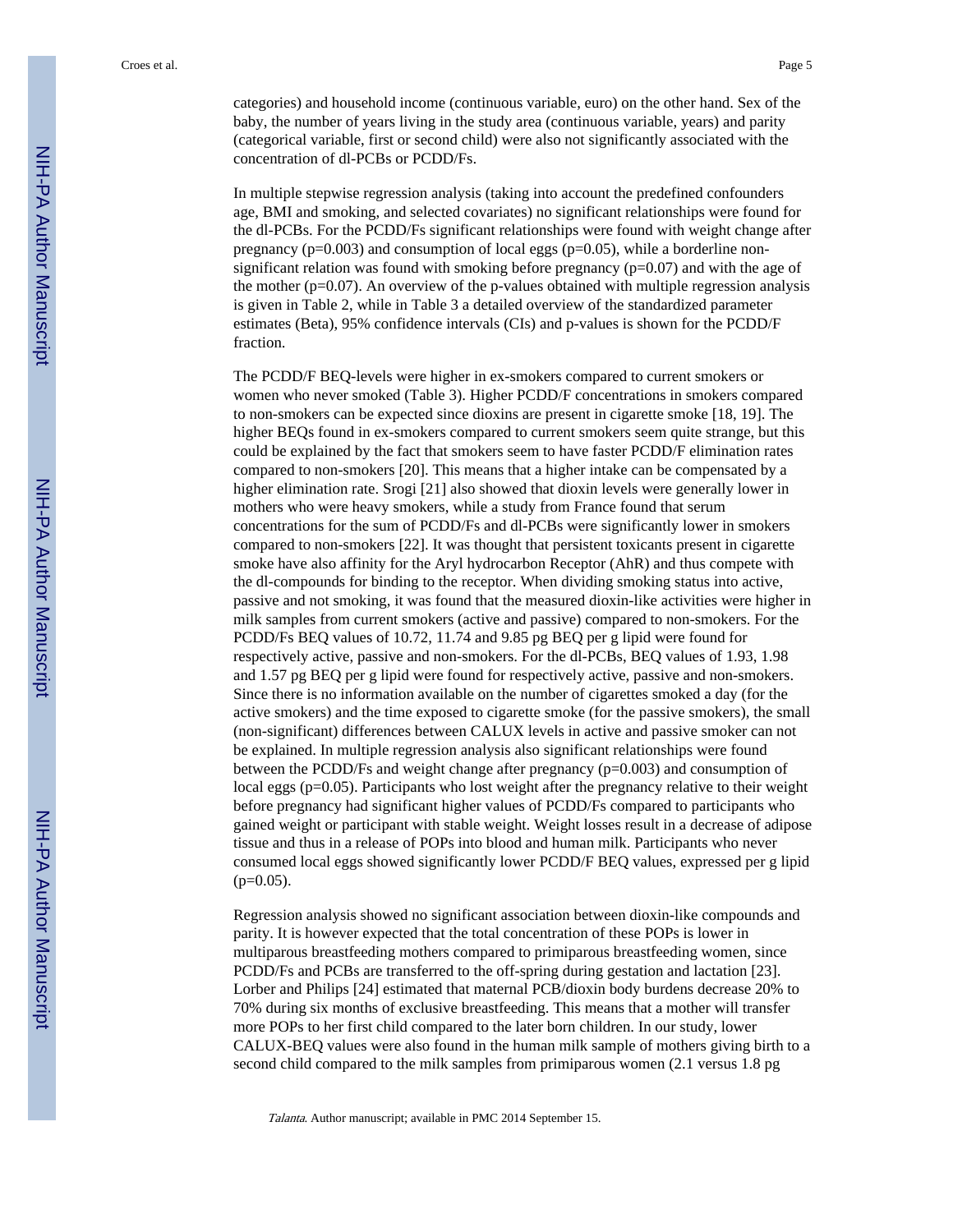categories) and household income (continuous variable, euro) on the other hand. Sex of the baby, the number of years living in the study area (continuous variable, years) and parity (categorical variable, first or second child) were also not significantly associated with the concentration of dl-PCBs or PCDD/Fs.

In multiple stepwise regression analysis (taking into account the predefined confounders age, BMI and smoking, and selected covariates) no significant relationships were found for the dl-PCBs. For the PCDD/Fs significant relationships were found with weight change after pregnancy (p=0.003) and consumption of local eggs (p=0.05), while a borderline non-significant relation was found with smoking before pregnancy (p=0.07) and with the age of the mother (p=0.07). An overview of the p-values obtained with multiple regression analysis is given in Table 2, while in Table 3 a detailed overview of the standardized parameter estimates (Beta), 95% confidence intervals (CIs) and p-values is shown for the PCDD/F fraction.

The PCDD/F BEQ-levels were higher in ex-smokers compared to current smokers or women who never smoked (Table 3). Higher PCDD/F concentrations in smokers compared to non-smokers can be expected since dioxins are present in cigarette smoke [18, 19]. The higher BEQs found in ex-smokers compared to current smokers seem quite strange, but this could be explained by the fact that smokers seem to have faster PCDD/F elimination rates compared to non-smokers [20]. This means that a higher intake can be compensated by a higher elimination rate. Srogi [21] also showed that dioxin levels were generally lower in mothers who were heavy smokers, while a study from France found that serum concentrations for the sum of PCDD/Fs and dl-PCBs were significantly lower in smokers compared to non-smokers [22]. It was thought that persistent toxicants present in cigarette smoke have also affinity for the Aryl hydrocarbon Receptor (AhR) and thus compete with the dl-compounds for binding to the receptor. When dividing smoking status into active, passive and not smoking, it was found that the measured dioxin-like activities were higher in milk samples from current smokers (active and passive) compared to non-smokers. For the PCDD/Fs BEQ values of 10.72, 11.74 and 9.85 pg BEQ per g lipid were found for respectively active, passive and non-smokers. For the dl-PCBs, BEQ values of 1.93, 1.98 and 1.57 pg BEQ per g lipid were found for respectively active, passive and non-smokers. Since there is no information available on the number of cigarettes smoked a day (for the active smokers) and the time exposed to cigarette smoke (for the passive smokers), the small (non-significant) differences between CALUX levels in active and passive smoker can not be explained. In multiple regression analysis also significant relationships were found between the PCDD/Fs and weight change after pregnancy (p=0.003) and consumption of local eggs (p=0.05). Participants who lost weight after the pregnancy relative to their weight before pregnancy had significant higher values of PCDD/Fs compared to participants who gained weight or participant with stable weight. Weight losses result in a decrease of adipose tissue and thus in a release of POPs into blood and human milk. Participants who never consumed local eggs showed significantly lower PCDD/F BEQ values, expressed per g lipid (p=0.05).

Regression analysis showed no significant association between dioxin-like compounds and parity. It is however expected that the total concentration of these POPs is lower in multiparous breastfeeding mothers compared to primiparous breastfeeding women, since PCDD/Fs and PCBs are transferred to the off-spring during gestation and lactation [23]. Lorber and Philips [24] estimated that maternal PCB/dioxin body burdens decrease 20% to 70% during six months of exclusive breastfeeding. This means that a mother will transfer more POPs to her first child compared to the later born children. In our study, lower CALUX-BEQ values were also found in the human milk sample of mothers giving birth to a second child compared to the milk samples from primiparous women (2.1 versus 1.8 pg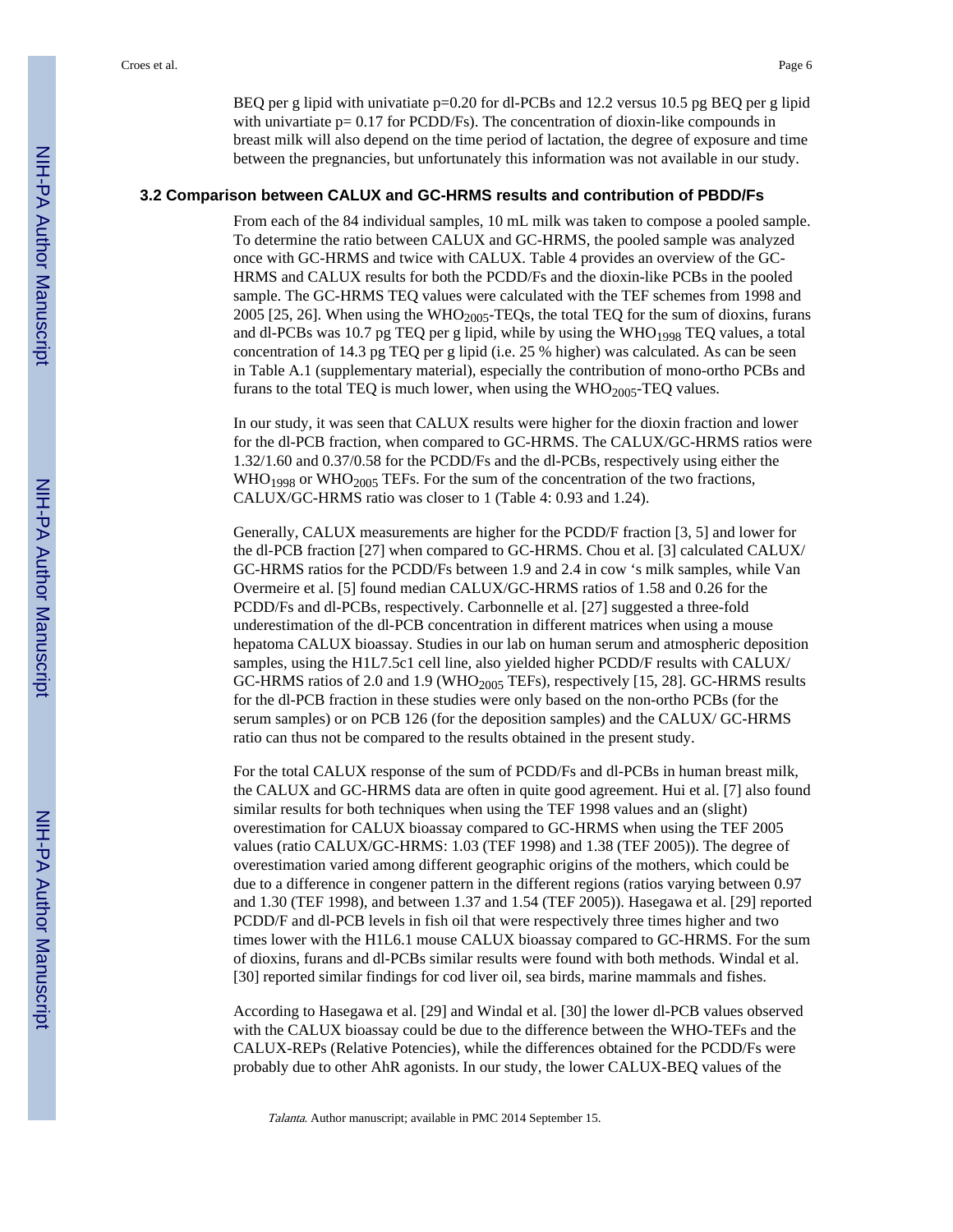BEQ per g lipid with univatiate p=0.20 for dl-PCBs and 12.2 versus 10.5 pg BEQ per g lipid with univartiate p= 0.17 for PCDD/Fs). The concentration of dioxin-like compounds in breast milk will also depend on the time period of lactation, the degree of exposure and time between the pregnancies, but unfortunately this information was not available in our study.

### 3.2 Comparison between CALUX and GC-HRMS results and contribution of PBDD/Fs

From each of the 84 individual samples, 10 mL milk was taken to compose a pooled sample. To determine the ratio between CALUX and GC-HRMS, the pooled sample was analyzed once with GC-HRMS and twice with CALUX. Table 4 provides an overview of the GC-HRMS and CALUX results for both the PCDD/Fs and the dioxin-like PCBs in the pooled sample. The GC-HRMS TEQ values were calculated with the TEF schemes from 1998 and 2005 [25, 26]. When using the $WHO_{2005}$-TEQs, the total TEQ for the sum of dioxins, furans and dl-PCBs was 10.7 pg TEQ per g lipid, while by using the $WHO_{1998}$ TEQ values, a total concentration of 14.3 pg TEQ per g lipid (i.e. 25 % higher) was calculated. As can be seen in Table A.1 (supplementary material), especially the contribution of mono-ortho PCBs and furans to the total TEQ is much lower, when using the $WHO_{2005}$-TEQ values.

In our study, it was seen that CALUX results were higher for the dioxin fraction and lower for the dl-PCB fraction, when compared to GC-HRMS. The CALUX/GC-HRMS ratios were 1.32/1.60 and 0.37/0.58 for the PCDD/Fs and the dl-PCBs, respectively using either the $WHO_{1998}$ or $WHO_{2005}$ TEFs. For the sum of the concentration of the two fractions, CALUX/GC-HRMS ratio was closer to 1 (Table 4: 0.93 and 1.24).

Generally, CALUX measurements are higher for the PCDD/F fraction [3, 5] and lower for the dl-PCB fraction [27] when compared to GC-HRMS. Chou et al. [3] calculated CALUX/ GC-HRMS ratios for the PCDD/Fs between 1.9 and 2.4 in cow 's milk samples, while Van Overmeire et al. [5] found median CALUX/GC-HRMS ratios of 1.58 and 0.26 for the PCDD/Fs and dl-PCBs, respectively. Carbonnelle et al. [27] suggested a three-fold underestimation of the dl-PCB concentration in different matrices when using a mouse hepatoma CALUX bioassay. Studies in our lab on human serum and atmospheric deposition samples, using the H1L7.5c1 cell line, also yielded higher PCDD/F results with CALUX/ GC-HRMS ratios of 2.0 and 1.9 ($WHO_{2005}$ TEFs), respectively [15, 28]. GC-HRMS results for the dl-PCB fraction in these studies were only based on the non-ortho PCBs (for the serum samples) or on PCB 126 (for the deposition samples) and the CALUX/ GC-HRMS ratio can thus not be compared to the results obtained in the present study.

For the total CALUX response of the sum of PCDD/Fs and dl-PCBs in human breast milk, the CALUX and GC-HRMS data are often in quite good agreement. Hui et al. [7] also found similar results for both techniques when using the TEF 1998 values and an (slight) overestimation for CALUX bioassay compared to GC-HRMS when using the TEF 2005 values (ratio CALUX/GC-HRMS: 1.03 (TEF 1998) and 1.38 (TEF 2005)). The degree of overestimation varied among different geographic origins of the mothers, which could be due to a difference in congener pattern in the different regions (ratios varying between 0.97 and 1.30 (TEF 1998), and between 1.37 and 1.54 (TEF 2005)). Hasegawa et al. [29] reported PCDD/F and dl-PCB levels in fish oil that were respectively three times higher and two times lower with the H1L6.1 mouse CALUX bioassay compared to GC-HRMS. For the sum of dioxins, furans and dl-PCBs similar results were found with both methods. Windal et al. [30] reported similar findings for cod liver oil, sea birds, marine mammals and fishes.

According to Hasegawa et al. [29] and Windal et al. [30] the lower dl-PCB values observed with the CALUX bioassay could be due to the difference between the WHO-TEFs and the CALUX-REPs (Relative Potencies), while the differences obtained for the PCDD/Fs were probably due to other AhR agonists. In our study, the lower CALUX-BEQ values of the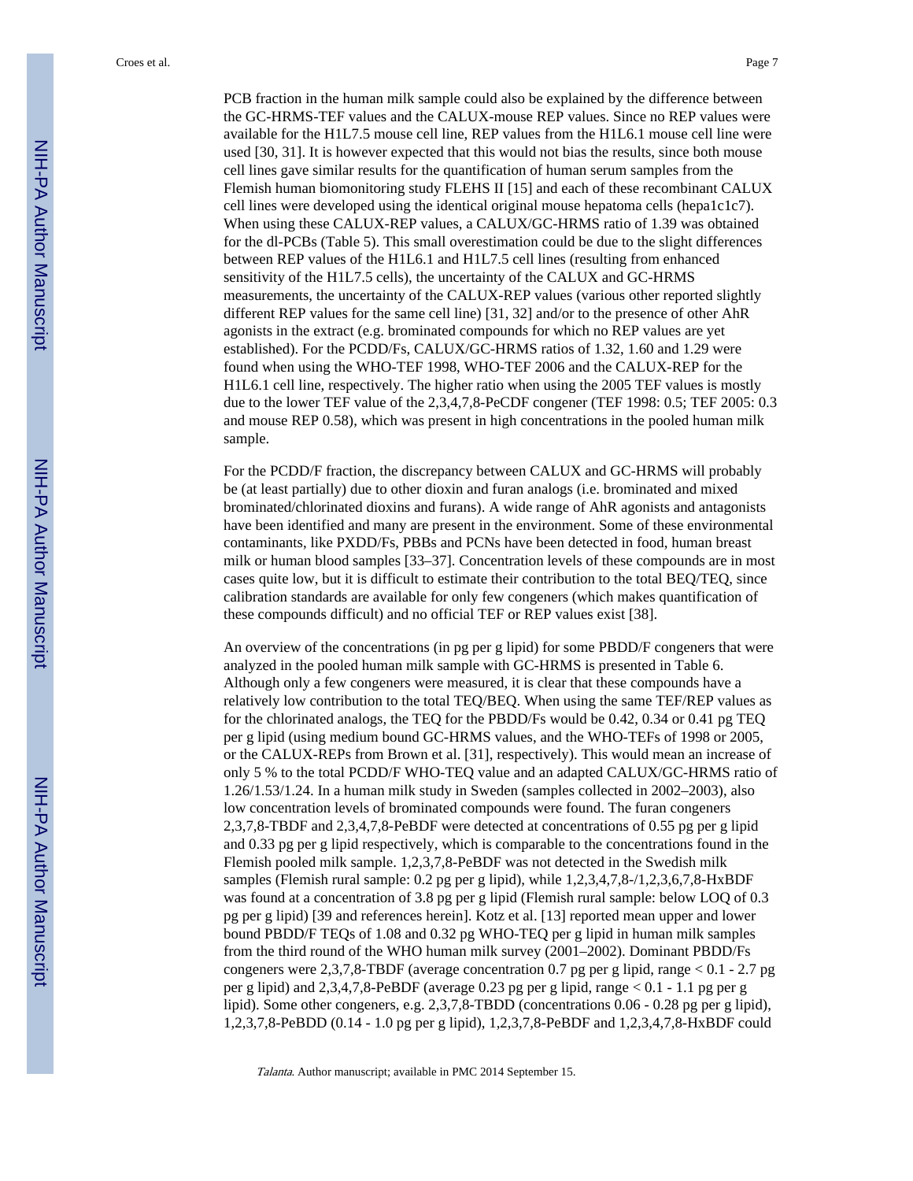PCB fraction in the human milk sample could also be explained by the difference between the GC-HRMS-TEF values and the CALUX-mouse REP values. Since no REP values were available for the H1L7.5 mouse cell line, REP values from the H1L6.1 mouse cell line were used [30, 31]. It is however expected that this would not bias the results, since both mouse cell lines gave similar results for the quantification of human serum samples from the Flemish human biomonitoring study FLEHS II [15] and each of these recombinant CALUX cell lines were developed using the identical original mouse hepatoma cells (hepa1c1c7). When using these CALUX-REP values, a CALUX/GC-HRMS ratio of 1.39 was obtained for the dl-PCBs (Table 5). This small overestimation could be due to the slight differences between REP values of the H1L6.1 and H1L7.5 cell lines (resulting from enhanced sensitivity of the H1L7.5 cells), the uncertainty of the CALUX and GC-HRMS measurements, the uncertainty of the CALUX-REP values (various other reported slightly different REP values for the same cell line) [31, 32] and/or to the presence of other AhR agonists in the extract (e.g. brominated compounds for which no REP values are yet established). For the PCDD/Fs, CALUX/GC-HRMS ratios of 1.32, 1.60 and 1.29 were found when using the WHO-TEF 1998, WHO-TEF 2006 and the CALUX-REP for the H1L6.1 cell line, respectively. The higher ratio when using the 2005 TEF values is mostly due to the lower TEF value of the 2,3,4,7,8-PeCDF congener (TEF 1998: 0.5; TEF 2005: 0.3 and mouse REP 0.58), which was present in high concentrations in the pooled human milk sample.

For the PCDD/F fraction, the discrepancy between CALUX and GC-HRMS will probably be (at least partially) due to other dioxin and furan analogs (i.e. brominated and mixed brominated/chlorinated dioxins and furans). A wide range of AhR agonists and antagonists have been identified and many are present in the environment. Some of these environmental contaminants, like PXDD/Fs, PBBs and PCNs have been detected in food, human breast milk or human blood samples [33–37]. Concentration levels of these compounds are in most cases quite low, but it is difficult to estimate their contribution to the total BEQ/TEQ, since calibration standards are available for only few congeners (which makes quantification of these compounds difficult) and no official TEF or REP values exist [38].

An overview of the concentrations (in pg per g lipid) for some PBDD/F congeners that were analyzed in the pooled human milk sample with GC-HRMS is presented in Table 6. Although only a few congeners were measured, it is clear that these compounds have a relatively low contribution to the total TEQ/BEQ. When using the same TEF/REP values as for the chlorinated analogs, the TEQ for the PBDD/Fs would be 0.42, 0.34 or 0.41 pg TEQ per g lipid (using medium bound GC-HRMS values, and the WHO-TEFs of 1998 or 2005, or the CALUX-REPs from Brown et al. [31], respectively). This would mean an increase of only 5 % to the total PCDD/F WHO-TEQ value and an adapted CALUX/GC-HRMS ratio of 1.26/1.53/1.24. In a human milk study in Sweden (samples collected in 2002–2003), also low concentration levels of brominated compounds were found. The furan congeners 2,3,7,8-TBDF and 2,3,4,7,8-PeBDF were detected at concentrations of 0.55 pg per g lipid and 0.33 pg per g lipid respectively, which is comparable to the concentrations found in the Flemish pooled milk sample. 1,2,3,7,8-PeBDF was not detected in the Swedish milk samples (Flemish rural sample: 0.2 pg per g lipid), while 1,2,3,4,7,8-/1,2,3,6,7,8-HxBDF was found at a concentration of 3.8 pg per g lipid (Flemish rural sample: below LOQ of 0.3 pg per g lipid) [39 and references herein]. Kotz et al. [13] reported mean upper and lower bound PBDD/F TEQs of 1.08 and 0.32 pg WHO-TEQ per g lipid in human milk samples from the third round of the WHO human milk survey (2001–2002). Dominant PBDD/Fs congeners were 2,3,7,8-TBDF (average concentration 0.7 pg per g lipid, range < 0.1 - 2.7 pg per g lipid) and 2,3,4,7,8-PeBDF (average 0.23 pg per g lipid, range < 0.1 - 1.1 pg per g lipid). Some other congeners, e.g. 2,3,7,8-TBDD (concentrations 0.06 - 0.28 pg per g lipid), 1,2,3,7,8-PeBDD (0.14 - 1.0 pg per g lipid), 1,2,3,7,8-PeBDF and 1,2,3,4,7,8-HxBDF could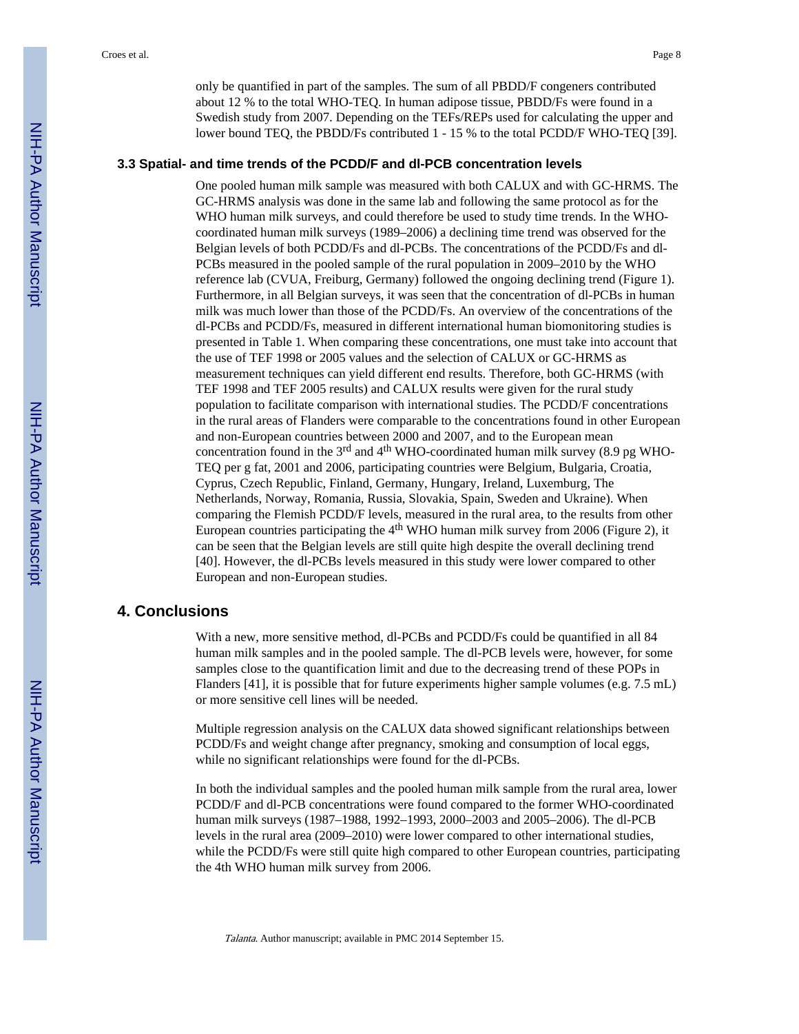only be quantified in part of the samples. The sum of all PBDD/F congeners contributed about 12 % to the total WHO-TEQ. In human adipose tissue, PBDD/Fs were found in a Swedish study from 2007. Depending on the TEFs/REPs used for calculating the upper and lower bound TEQ, the PBDD/Fs contributed 1 - 15 % to the total PCDD/F WHO-TEQ [39].

### 3.3 Spatial- and time trends of the PCDD/F and dl-PCB concentration levels

One pooled human milk sample was measured with both CALUX and with GC-HRMS. The GC-HRMS analysis was done in the same lab and following the same protocol as for the WHO human milk surveys, and could therefore be used to study time trends. In the WHO-coordinated human milk surveys (1989–2006) a declining time trend was observed for the Belgian levels of both PCDD/Fs and dl-PCBs. The concentrations of the PCDD/Fs and dl-PCBs measured in the pooled sample of the rural population in 2009–2010 by the WHO reference lab (CVUA, Freiburg, Germany) followed the ongoing declining trend (Figure 1). Furthermore, in all Belgian surveys, it was seen that the concentration of dl-PCBs in human milk was much lower than those of the PCDD/Fs. An overview of the concentrations of the dl-PCBs and PCDD/Fs, measured in different international human biomonitoring studies is presented in Table 1. When comparing these concentrations, one must take into account that the use of TEF 1998 or 2005 values and the selection of CALUX or GC-HRMS as measurement techniques can yield different end results. Therefore, both GC-HRMS (with TEF 1998 and TEF 2005 results) and CALUX results were given for the rural study population to facilitate comparison with international studies. The PCDD/F concentrations in the rural areas of Flanders were comparable to the concentrations found in other European and non-European countries between 2000 and 2007, and to the European mean concentration found in the 3rd and 4th WHO-coordinated human milk survey (8.9 pg WHO-TEQ per g fat, 2001 and 2006, participating countries were Belgium, Bulgaria, Croatia, Cyprus, Czech Republic, Finland, Germany, Hungary, Ireland, Luxemburg, The Netherlands, Norway, Romania, Russia, Slovakia, Spain, Sweden and Ukraine). When comparing the Flemish PCDD/F levels, measured in the rural area, to the results from other European countries participating the 4th WHO human milk survey from 2006 (Figure 2), it can be seen that the Belgian levels are still quite high despite the overall declining trend [40]. However, the dl-PCBs levels measured in this study were lower compared to other European and non-European studies.

## 4. Conclusions

With a new, more sensitive method, dl-PCBs and PCDD/Fs could be quantified in all 84 human milk samples and in the pooled sample. The dl-PCB levels were, however, for some samples close to the quantification limit and due to the decreasing trend of these POPs in Flanders [41], it is possible that for future experiments higher sample volumes (e.g. 7.5 mL) or more sensitive cell lines will be needed.

Multiple regression analysis on the CALUX data showed significant relationships between PCDD/Fs and weight change after pregnancy, smoking and consumption of local eggs, while no significant relationships were found for the dl-PCBs.

In both the individual samples and the pooled human milk sample from the rural area, lower PCDD/F and dl-PCB concentrations were found compared to the former WHO-coordinated human milk surveys (1987–1988, 1992–1993, 2000–2003 and 2005–2006). The dl-PCB levels in the rural area (2009–2010) were lower compared to other international studies, while the PCDD/Fs were still quite high compared to other European countries, participating the 4th WHO human milk survey from 2006.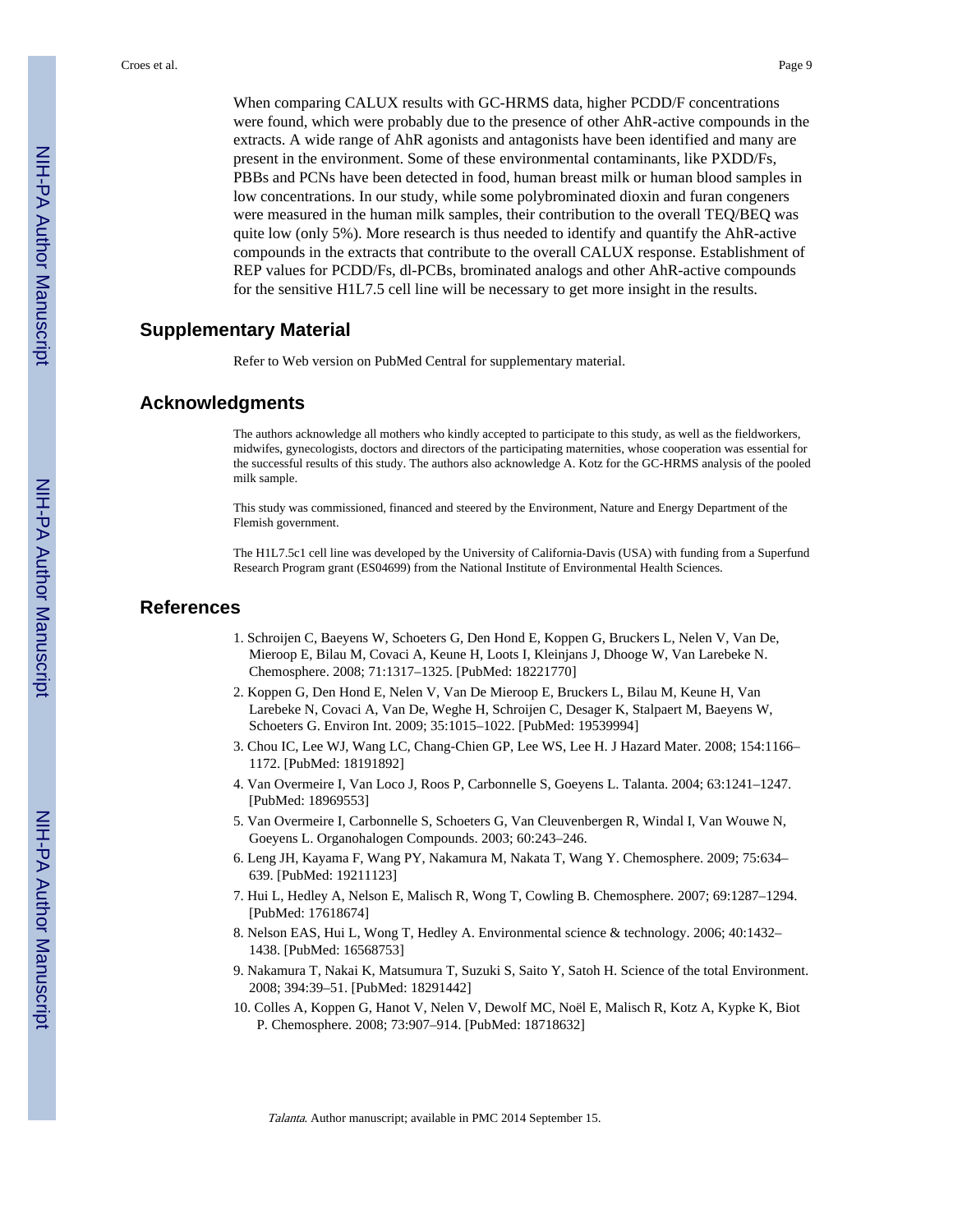When comparing CALUX results with GC-HRMS data, higher PCDD/F concentrations were found, which were probably due to the presence of other AhR-active compounds in the extracts. A wide range of AhR agonists and antagonists have been identified and many are present in the environment. Some of these environmental contaminants, like PXDD/Fs, PBBs and PCNs have been detected in food, human breast milk or human blood samples in low concentrations. In our study, while some polybrominated dioxin and furan congeners were measured in the human milk samples, their contribution to the overall TEQ/BEQ was quite low (only 5%). More research is thus needed to identify and quantify the AhR-active compounds in the extracts that contribute to the overall CALUX response. Establishment of REP values for PCDD/Fs, dl-PCBs, brominated analogs and other AhR-active compounds for the sensitive H1L7.5 cell line will be necessary to get more insight in the results.

## Supplementary Material

Refer to Web version on PubMed Central for supplementary material.

## Acknowledgments

The authors acknowledge all mothers who kindly accepted to participate to this study, as well as the fieldworkers, midwifes, gynecologists, doctors and directors of the participating maternities, whose cooperation was essential for the successful results of this study. The authors also acknowledge A. Kotz for the GC-HRMS analysis of the pooled milk sample.

This study was commissioned, financed and steered by the Environment, Nature and Energy Department of the Flemish government.

The H1L7.5c1 cell line was developed by the University of California-Davis (USA) with funding from a Superfund Research Program grant (ES04699) from the National Institute of Environmental Health Sciences.

## References

1. Schroijen C, Baeyens W, Schoeters G, Den Hond E, Koppen G, Bruckers L, Nelen V, Van De, Mieroop E, Bilau M, Covaci A, Keune H, Loots I, Kleinjans J, Dhooge W, Van Larebeke N. Chemosphere. 2008; 71:1317–1325. [PubMed: 18221770]
2. Koppen G, Den Hond E, Nelen V, Van De Mieroop E, Bruckers L, Bilau M, Keune H, Van Larebeke N, Covaci A, Van De, Weghe H, Schroijen C, Desager K, Stalpaert M, Baeyens W, Schoeters G. Environ Int. 2009; 35:1015–1022. [PubMed: 19539994]
3. Chou IC, Lee WJ, Wang LC, Chang-Chien GP, Lee WS, Lee H. J Hazard Mater. 2008; 154:1166–1172. [PubMed: 18191892]
4. Van Overmeire I, Van Loco J, Roos P, Carbonnelle S, Goeyens L. Talanta. 2004; 63:1241–1247. [PubMed: 18969553]
5. Van Overmeire I, Carbonnelle S, Schoeters G, Van Cleuvenbergen R, Windal I, Van Wouwe N, Goeyens L. Organohalogen Compounds. 2003; 60:243–246.
6. Leng JH, Kayama F, Wang PY, Nakamura M, Nakata T, Wang Y. Chemosphere. 2009; 75:634–639. [PubMed: 19211123]
7. Hui L, Hedley A, Nelson E, Malisch R, Wong T, Cowling B. Chemosphere. 2007; 69:1287–1294. [PubMed: 17618674]
8. Nelson EAS, Hui L, Wong T, Hedley A. Environmental science & technology. 2006; 40:1432–1438. [PubMed: 16568753]
9. Nakamura T, Nakai K, Matsumura T, Suzuki S, Saito Y, Satoh H. Science of the total Environment. 2008; 394:39–51. [PubMed: 18291442]
10. Colles A, Koppen G, Hanot V, Nelen V, Dewolf MC, Noël E, Malisch R, Kotz A, Kypke K, Biot P. Chemosphere. 2008; 73:907–914. [PubMed: 18718632]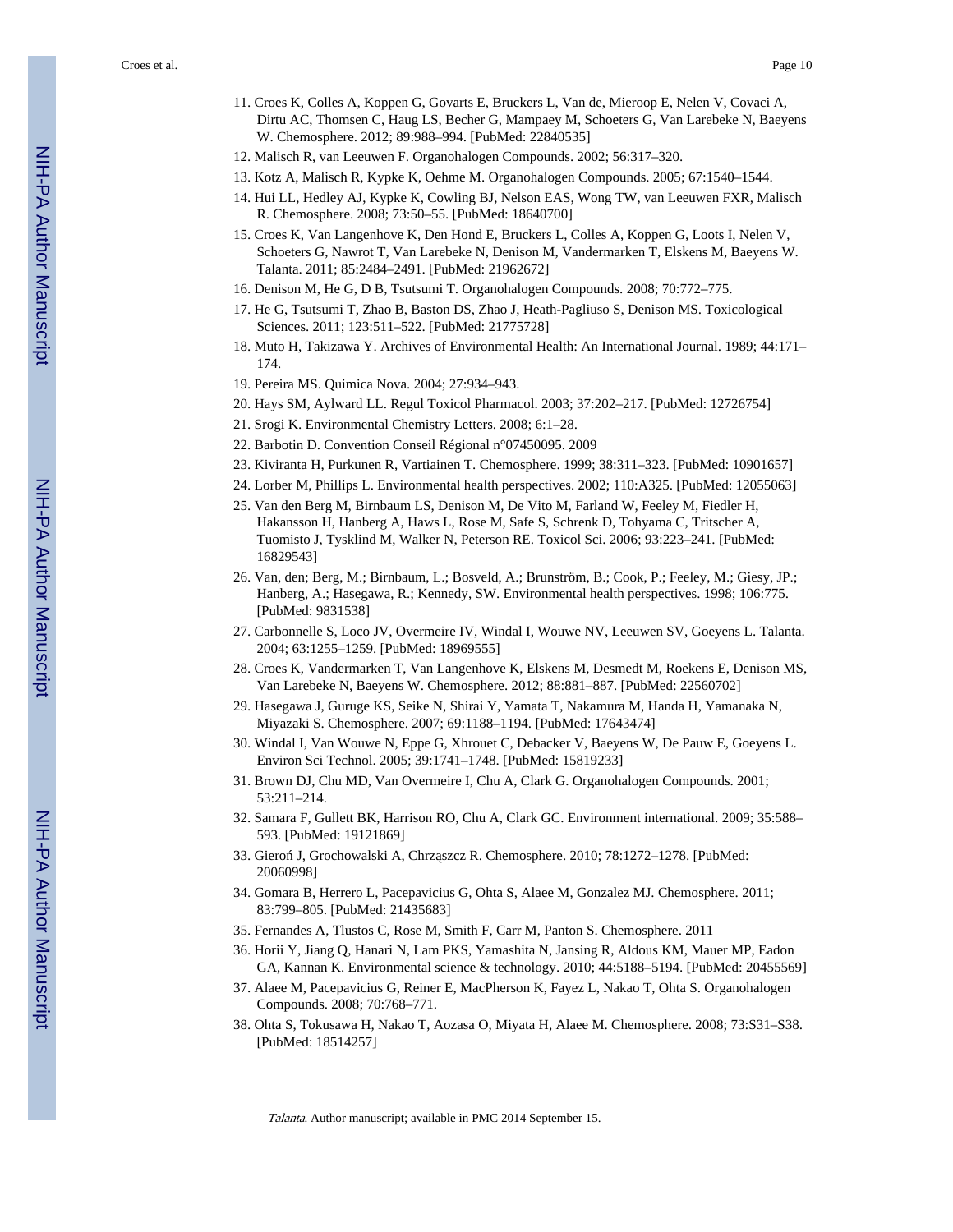11. Croes K, Colles A, Koppen G, Govarts E, Bruckers L, Van de, Mieroop E, Nelen V, Covaci A, Dirtu AC, Thomsen C, Haug LS, Becher G, Mampaey M, Schoeters G, Van Larebeke N, Baeyens W. Chemosphere. 2012; 89:988–994. [PubMed: 22840535]
12. Malisch R, van Leeuwen F. Organohalogen Compounds. 2002; 56:317–320.
13. Kotz A, Malisch R, Kypke K, Oehme M. Organohalogen Compounds. 2005; 67:1540–1544.
14. Hui LL, Hedley AJ, Kypke K, Cowling BJ, Nelson EAS, Wong TW, van Leeuwen FXR, Malisch R. Chemosphere. 2008; 73:50–55. [PubMed: 18640700]
15. Croes K, Van Langenhove K, Den Hond E, Bruckers L, Colles A, Koppen G, Loots I, Nelen V, Schoeters G, Nawrot T, Van Larebeke N, Denison M, Vandermarken T, Elskens M, Baeyens W. Talanta. 2011; 85:2484–2491. [PubMed: 21962672]
16. Denison M, He G, D B, Tsutsumi T. Organohalogen Compounds. 2008; 70:772–775.
17. He G, Tsutsumi T, Zhao B, Baston DS, Zhao J, Heath-Pagliuso S, Denison MS. Toxicological Sciences. 2011; 123:511–522. [PubMed: 21775728]
18. Muto H, Takizawa Y. Archives of Environmental Health: An International Journal. 1989; 44:171–174.
19. Pereira MS. Quimica Nova. 2004; 27:934–943.
20. Hays SM, Aylward LL. Regul Toxicol Pharmacol. 2003; 37:202–217. [PubMed: 12726754]
21. Srogi K. Environmental Chemistry Letters. 2008; 6:1–28.
22. Barbotin D. Convention Conseil Régional n°07450095. 2009
23. Kiviranta H, Purkunen R, Vartiainen T. Chemosphere. 1999; 38:311–323. [PubMed: 10901657]
24. Lorber M, Phillips L. Environmental health perspectives. 2002; 110:A325. [PubMed: 12055063]
25. Van den Berg M, Birnbaum LS, Denison M, De Vito M, Farland W, Feeley M, Fiedler H, Hakansson H, Hanberg A, Haws L, Rose M, Safe S, Schrenk D, Tohyama C, Tritscher A, Tuomisto J, Tysklind M, Walker N, Peterson RE. Toxicol Sci. 2006; 93:223–241. [PubMed: 16829543]
26. Van, den; Berg, M.; Birnbaum, L.; Bosveld, A.; Brunström, B.; Cook, P.; Feeley, M.; Giesy, JP.; Hanberg, A.; Hasegawa, R.; Kennedy, SW. Environmental health perspectives. 1998; 106:775. [PubMed: 9831538]
27. Carbonnelle S, Loco JV, Overmeire IV, Windal I, Wouwe NV, Leeuwen SV, Goeyens L. Talanta. 2004; 63:1255–1259. [PubMed: 18969555]
28. Croes K, Vandermarken T, Van Langenhove K, Elskens M, Desmedt M, Roekens E, Denison MS, Van Larebeke N, Baeyens W. Chemosphere. 2012; 88:881–887. [PubMed: 22560702]
29. Hasegawa J, Guruge KS, Seike N, Shirai Y, Yamata T, Nakamura M, Handa H, Yamanaka N, Miyazaki S. Chemosphere. 2007; 69:1188–1194. [PubMed: 17643474]
30. Windal I, Van Wouwe N, Eppe G, Xhrouet C, Debacker V, Baeyens W, De Pauw E, Goeyens L. Environ Sci Technol. 2005; 39:1741–1748. [PubMed: 15819233]
31. Brown DJ, Chu MD, Van Overmeire I, Chu A, Clark G. Organohalogen Compounds. 2001; 53:211–214.
32. Samara F, Gullett BK, Harrison RO, Chu A, Clark GC. Environment international. 2009; 35:588–593. [PubMed: 19121869]
33. Gieroń J, Grochowalski A, Chrząszcz R. Chemosphere. 2010; 78:1272–1278. [PubMed: 20060998]
34. Gomara B, Herrero L, Pacepavicius G, Ohta S, Alaee M, Gonzalez MJ. Chemosphere. 2011; 83:799–805. [PubMed: 21435683]
35. Fernandes A, Tlustos C, Rose M, Smith F, Carr M, Panton S. Chemosphere. 2011
36. Horii Y, Jiang Q, Hanari N, Lam PKS, Yamashita N, Jansing R, Aldous KM, Mauer MP, Eadon GA, Kannan K. Environmental science & technology. 2010; 44:5188–5194. [PubMed: 20455569]
37. Alaee M, Pacepavicius G, Reiner E, MacPherson K, Fayez L, Nakao T, Ohta S. Organohalogen Compounds. 2008; 70:768–771.
38. Ohta S, Tokusawa H, Nakao T, Aozasa O, Miyata H, Alaee M. Chemosphere. 2008; 73:S31–S38. [PubMed: 18514257]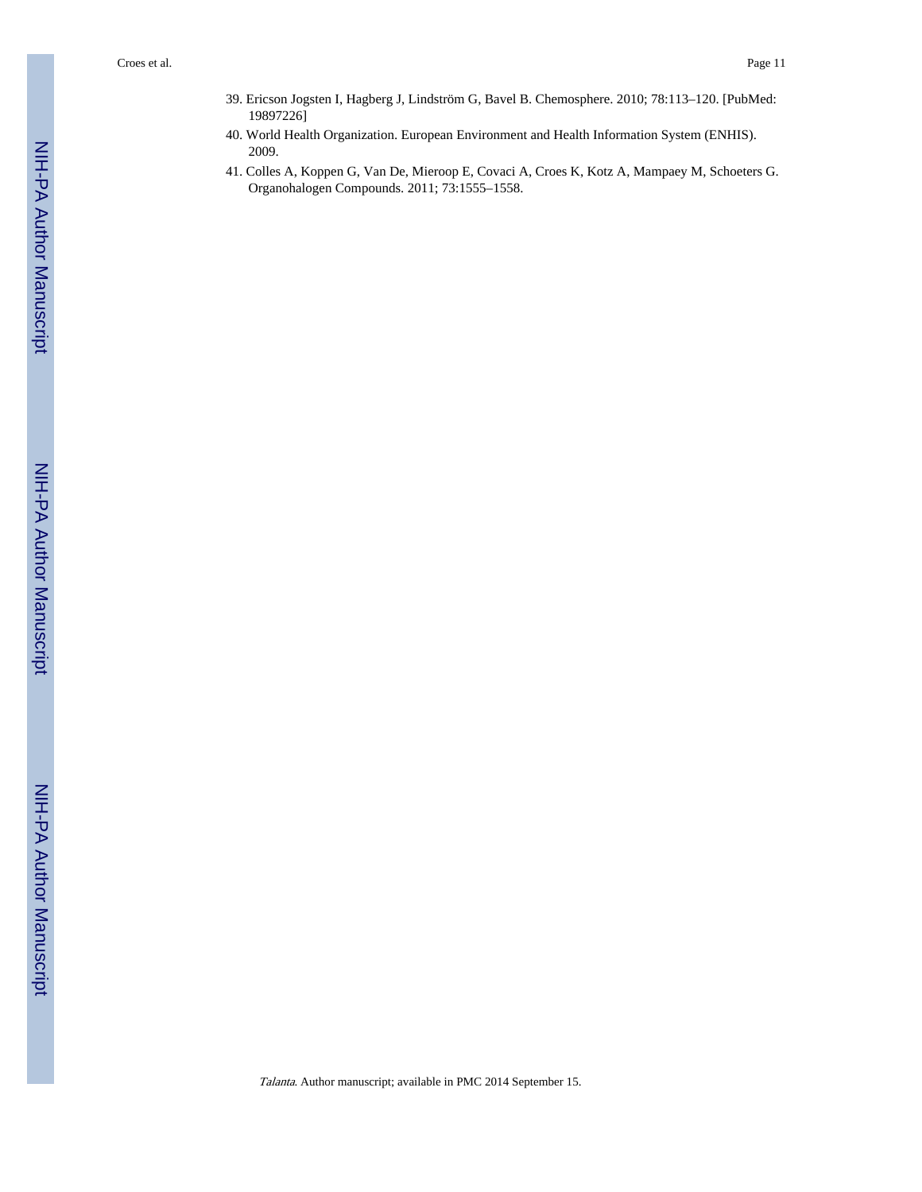39. Ericson Jogsten I, Hagberg J, Lindström G, Bavel B. Chemosphere. 2010; 78:113–120. [PubMed: 19897226]
40. World Health Organization. European Environment and Health Information System (ENHIS). 2009.
41. Colles A, Koppen G, Van De, Mieroop E, Covaci A, Croes K, Kotz A, Mampaey M, Schoeters G. Organohalogen Compounds. 2011; 73:1555–1558.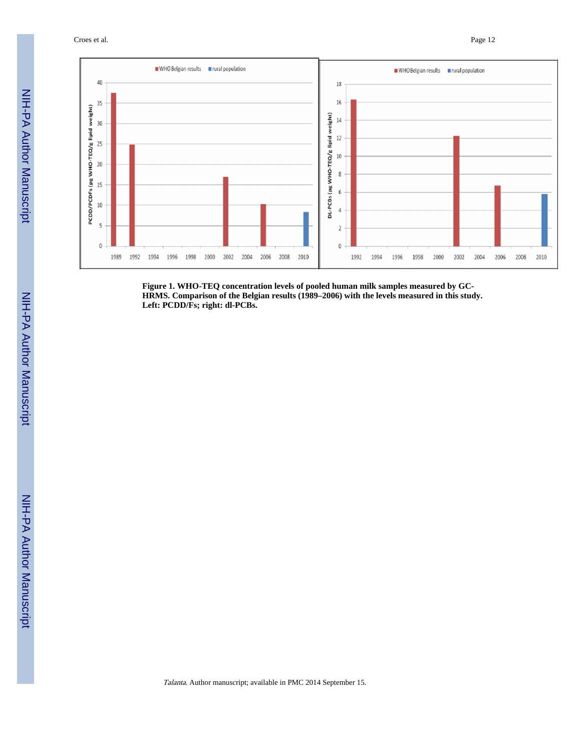**Figure 1. WHO-TEQ concentration levels of pooled human milk samples measured by GC-HRMS. Comparison of the Belgian results (1989–2006) with the levels measured in this study. Left: PCDD/Fs; right: dl-PCBs.**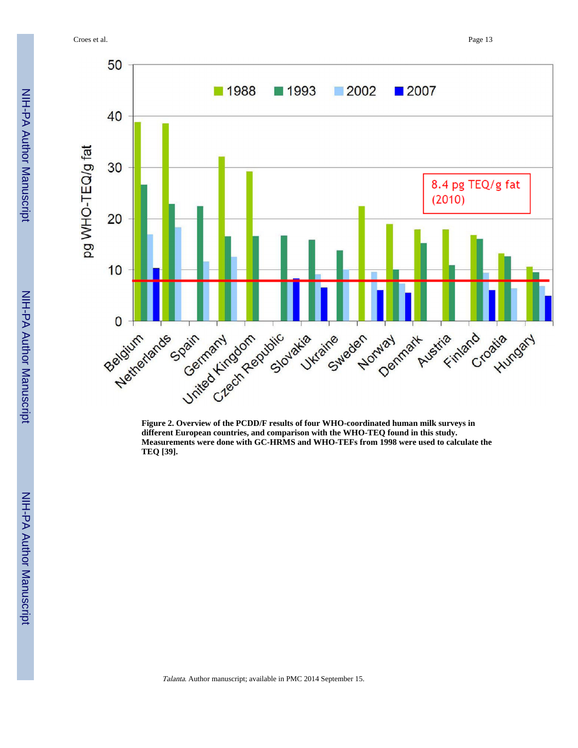**Figure 2. Overview of the PCDD/F results of four WHO-coordinated human milk surveys in different European countries, and comparison with the WHO-TEQ found in this study. Measurements were done with GC-HRMS and WHO-TEFs from 1998 were used to calculate the TEQ [39].**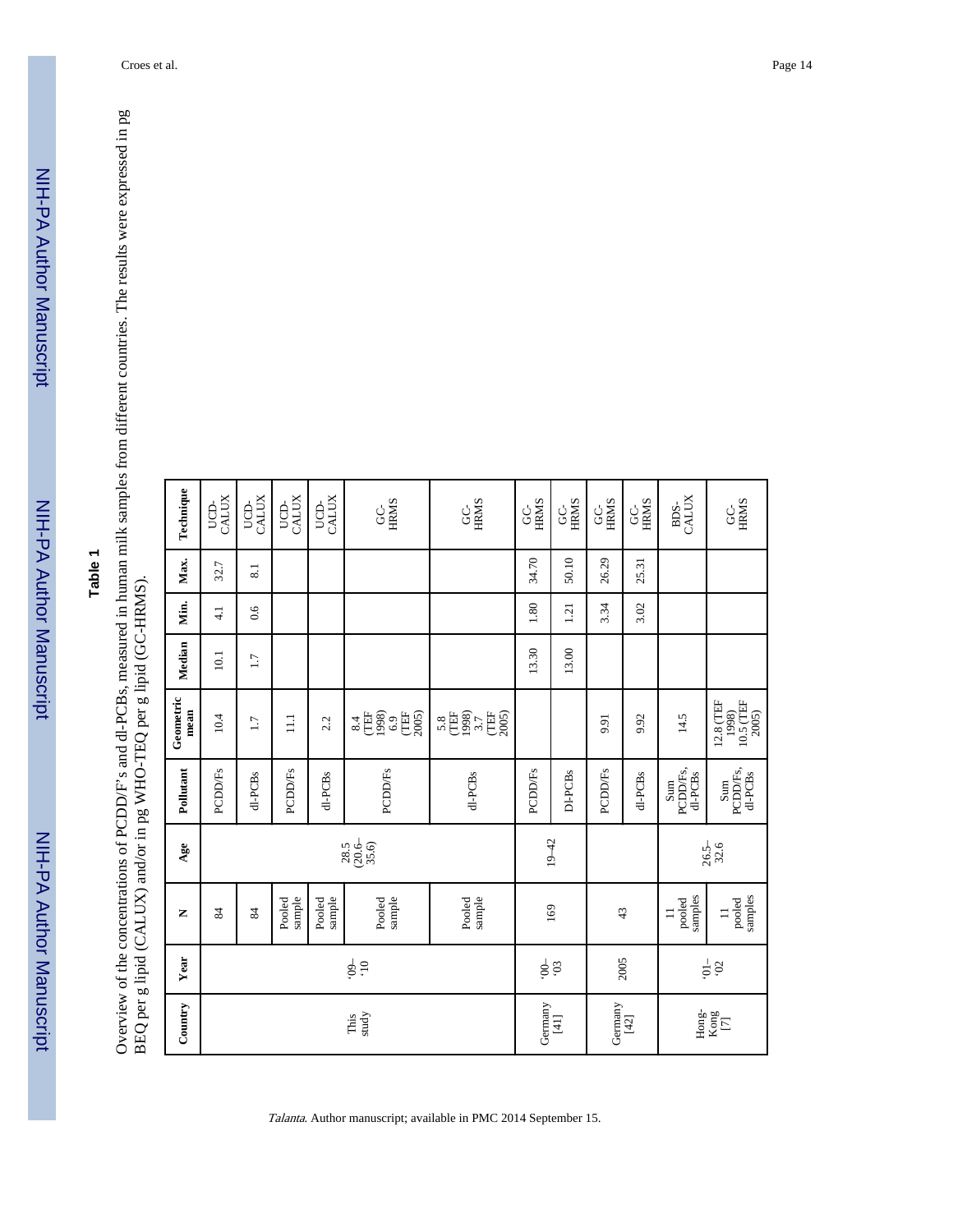## Table 1

Overview of the concentrations of PCDD/F's and dl-PCBs, measured in human milk samples from different countries. The results were expressed in pg BEQ per g lipid (CALUX) and/or in pg WHO-TEQ per g lipid (GC-HRMS).

| Country | Year | N | Age | Pollutant | Geometric mean | Median | Min. | Max. | Technique |
|---|---|---|---|---|---|---|---|---|---|
| This study | '09–'10 | 84 | 28.5 (20.6–35.6) | PCDD/Fs | 10.4 | 10.1 | 4.1 | 32.7 | UCD-CALUX |
| | | 84 | | dl-PCBs | 1.7 | 1.7 | 0.6 | 8.1 | UCD-CALUX |
| | | Pooled sample | | PCDD/Fs | 11.1 | | | | UCD-CALUX |
| | | Pooled sample | | dl-PCBs | 2.2 | | | | UCD-CALUX |
| | | Pooled sample | | PCDD/Fs | 8.4 (TEF 1998) 6.9 (TEF 2005) | | | | GC-HRMS |
| | | Pooled sample | | dl-PCBs | 5.8 (TEF 1998) 3.7 (TEF 2005) | | | | GC-HRMS |
| Germany [41] | '00–'03 | 169 | 19–42 | PCDD/Fs | | 13.30 | 1.80 | 34.70 | GC-HRMS |
| | | | | Dl-PCBs | | 13.00 | 1.21 | 50.10 | GC-HRMS |
| Germany [42] | 2005 | 43 | | PCDD/Fs | 9.91 | | 3.34 | 26.29 | GC-HRMS |
| | | | | dl-PCBs | 9.92 | | 3.02 | 25.31 | GC-HRMS |
| Hong-Kong [7] | '01–'02 | 11 pooled samples | 26.5–32.6 | Sum PCDD/Fs, dl-PCBs | 14.5 | | | | BDS-CALUX |
| | | 11 pooled samples | | Sum PCDD/Fs, dl-PCBs | 12.8 (TEF 1998) 10.5 (TEF 2005) | | | | GC-HRMS |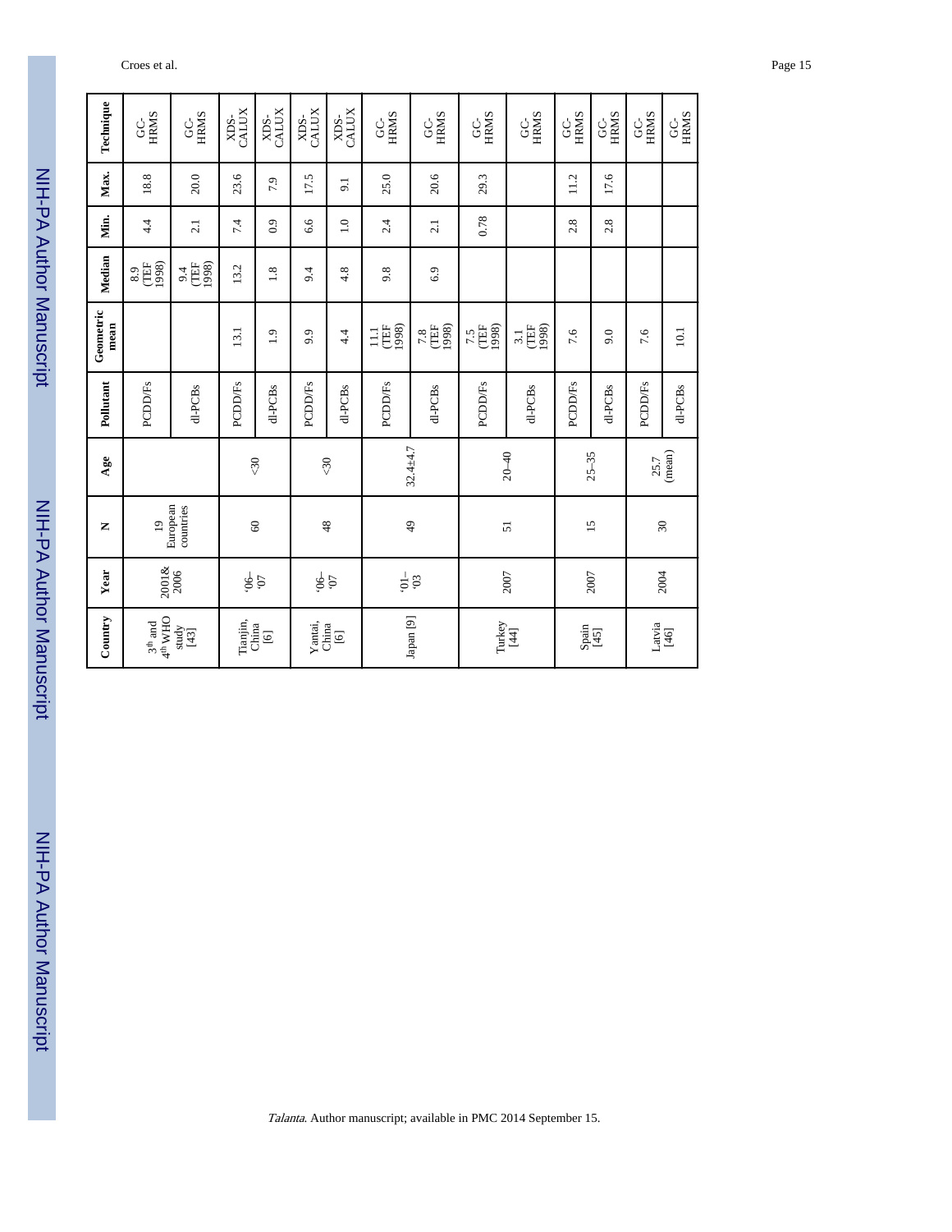| Country | Year | N | Age | Pollutant | Geometric mean | Median | Min. | Max. | Technique |
|---|---|---|---|---|---|---|---|---|---|
| 3th and 4th WHO study [43] | 2001& 2006 | 19 European countries | | PCDD/Fs | | 8.9 (TEF 1998) | 4.4 | 18.8 | GC-HRMS |
| | | | | dl-PCBs | | 9.4 (TEF 1998) | 2.1 | 20.0 | GC-HRMS |
| Tianjin, China [6] | '06–'07 | 60 | <30 | PCDD/Fs | 13.1 | 13.2 | 7.4 | 23.6 | XDS-CALUX |
| | | | | dl-PCBs | 1.9 | 1.8 | 0.9 | 7.9 | XDS-CALUX |
| Yantai, China [6] | '06–'07 | 48 | <30 | PCDD/Fs | 9.9 | 9.4 | 6.6 | 17.5 | XDS-CALUX |
| | | | | dl-PCBs | 4.4 | 4.8 | 1.0 | 9.1 | XDS-CALUX |
| Japan [9] | '01–'03 | 49 | 32.4±4.7 | PCDD/Fs | 11.1 (TEF 1998) | 9.8 | 2.4 | 25.0 | GC-HRMS |
| | | | | dl-PCBs | 7.8 (TEF 1998) | 6.9 | 2.1 | 20.6 | GC-HRMS |
| Turkey [44] | 2007 | 51 | 20–40 | PCDD/Fs | 7.5 (TEF 1998) | | 0.78 | 29.3 | GC-HRMS |
| | | | | dl-PCBs | 3.1 (TEF 1998) | | | | GC-HRMS |
| Spain [45] | 2007 | 15 | 25–35 | PCDD/Fs | 7.6 | | 2.8 | 11.2 | GC-HRMS |
| | | | | dl-PCBs | 9.0 | | 2.8 | 17.6 | GC-HRMS |
| Latvia [46] | 2004 | 30 | 25.7 (mean) | PCDD/Fs | 7.6 | | | | GC-HRMS |
| | | | | dl-PCBs | 10.1 | | | | GC-HRMS |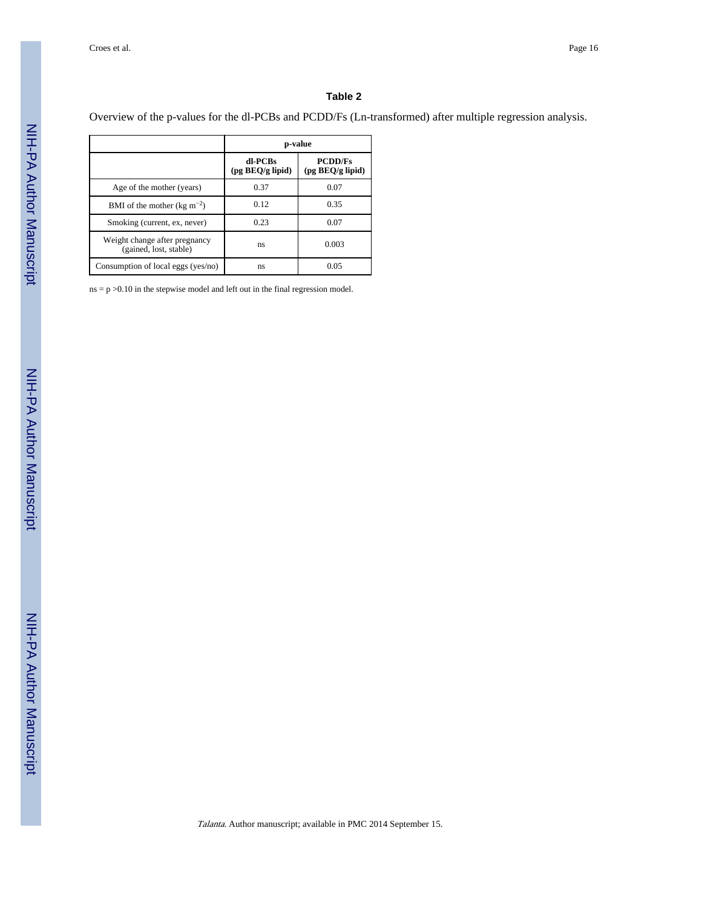### Table 2

Overview of the p-values for the dl-PCBs and PCDD/Fs (Ln-transformed) after multiple regression analysis.

| | p-value | |
|---|---|---|
| | **dl-PCBs (pg BEQ/g lipid)** | **PCDD/Fs (pg BEQ/g lipid)** |
| Age of the mother (years) | 0.37 | 0.07 |
| BMI of the mother (kg $m^{-2}$) | 0.12 | 0.35 |
| Smoking (current, ex, never) | 0.23 | 0.07 |
| Weight change after pregnancy (gained, lost, stable) | ns | 0.003 |
| Consumption of local eggs (yes/no) | ns | 0.05 |

ns = $p > 0.10$ in the stepwise model and left out in the final regression model.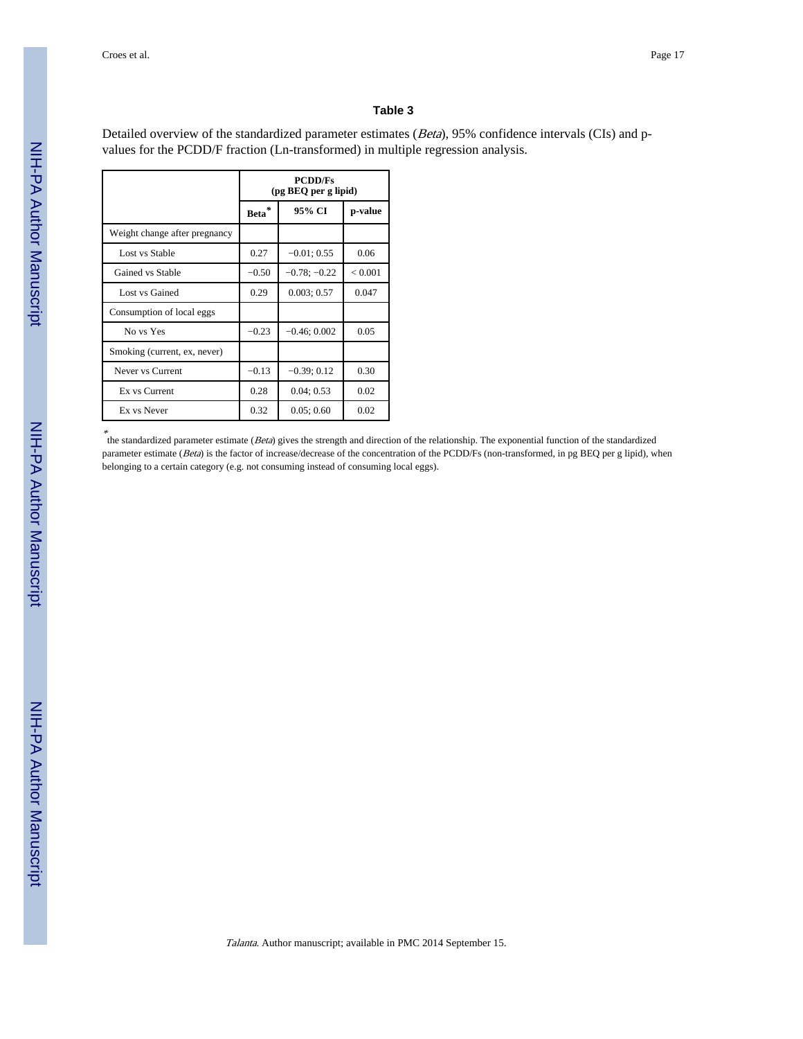### Table 3

Detailed overview of the standardized parameter estimates (*Beta*), 95% confidence intervals (CIs) and p-values for the PCDD/F fraction (Ln-transformed) in multiple regression analysis.

| | PCDD/Fs (pg BEQ per g lipid) | | |
|---|---|---|---|
| | Beta* | 95% CI | p-value |
| Weight change after pregnancy | | | |
| Lost vs Stable | 0.27 | −0.01; 0.55 | 0.06 |
| Gained vs Stable | −0.50 | −0.78; −0.22 | < 0.001 |
| Lost vs Gained | 0.29 | 0.003; 0.57 | 0.047 |
| Consumption of local eggs | | | |
| No vs Yes | −0.23 | −0.46; 0.002 | 0.05 |
| Smoking (current, ex, never) | | | |
| Never vs Current | −0.13 | −0.39; 0.12 | 0.30 |
| Ex vs Current | 0.28 | 0.04; 0.53 | 0.02 |
| Ex vs Never | 0.32 | 0.05; 0.60 | 0.02 |

*the standardized parameter estimate (*Beta*) gives the strength and direction of the relationship. The exponential function of the standardized parameter estimate (*Beta*) is the factor of increase/decrease of the concentration of the PCDD/Fs (non-transformed, in pg BEQ per g lipid), when belonging to a certain category (e.g. not consuming instead of consuming local eggs).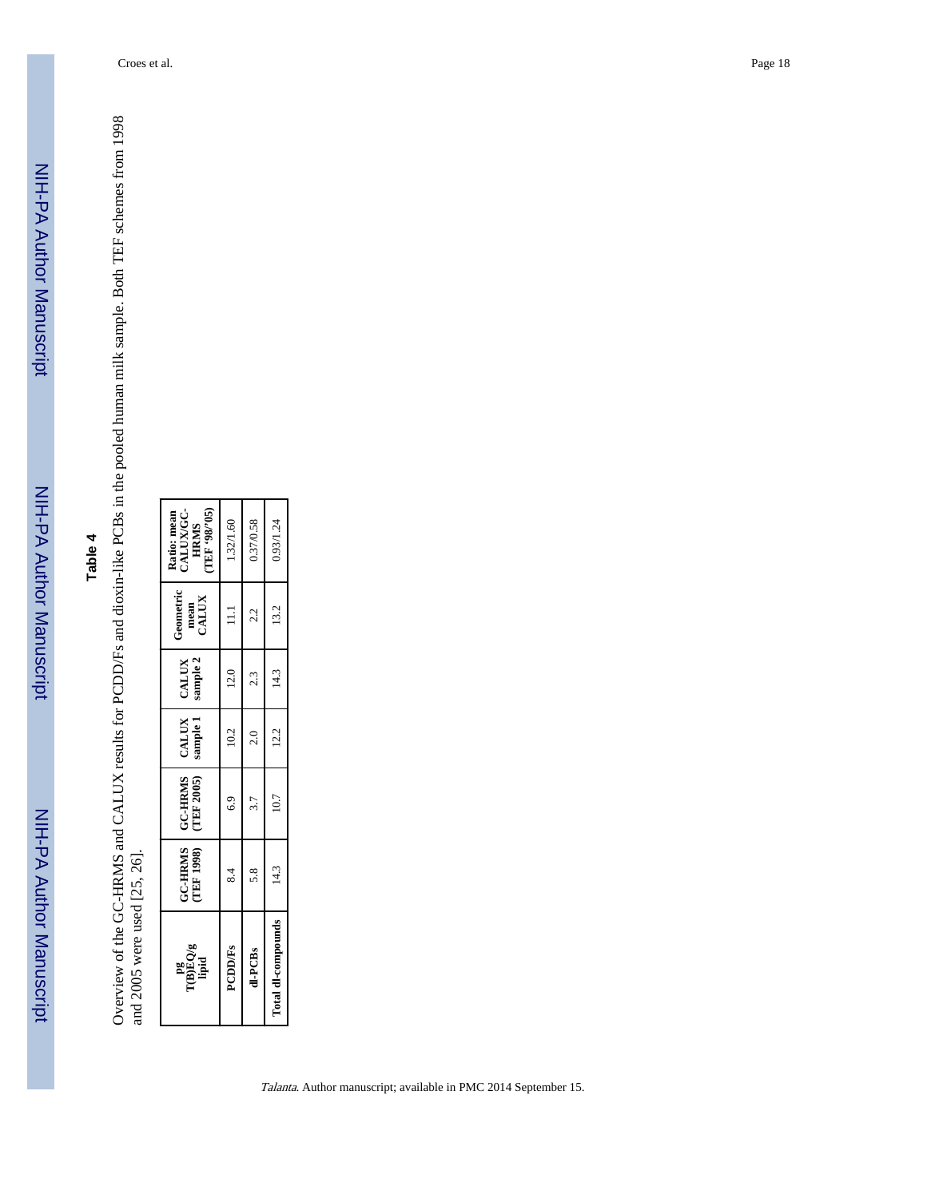## Table 4

Overview of the GC-HRMS and CALUX results for PCDD/Fs and dioxin-like PCBs in the pooled human milk sample. Both TEF schemes from 1998 and 2005 were used [25, 26].

| pg T(B)EQ/g lipid | GC-HRMS (TEF 1998) | GC-HRMS (TEF 2005) | CALUX sample 1 | CALUX sample 2 | Geometric mean CALUX | Ratio: mean CALUX/GC-HRMS (TEF '98/'05) |
|---|---|---|---|---|---|---|
| **PCDD/Fs** | 8.4 | 6.9 | 10.2 | 12.0 | 11.1 | 1.32/1.60 |
| **dl-PCBs** | 5.8 | 3.7 | 2.0 | 2.3 | 2.2 | 0.37/0.58 |
| **Total dl-compounds** | 14.3 | 10.7 | 12.2 | 14.3 | 13.2 | 0.93/1.24 |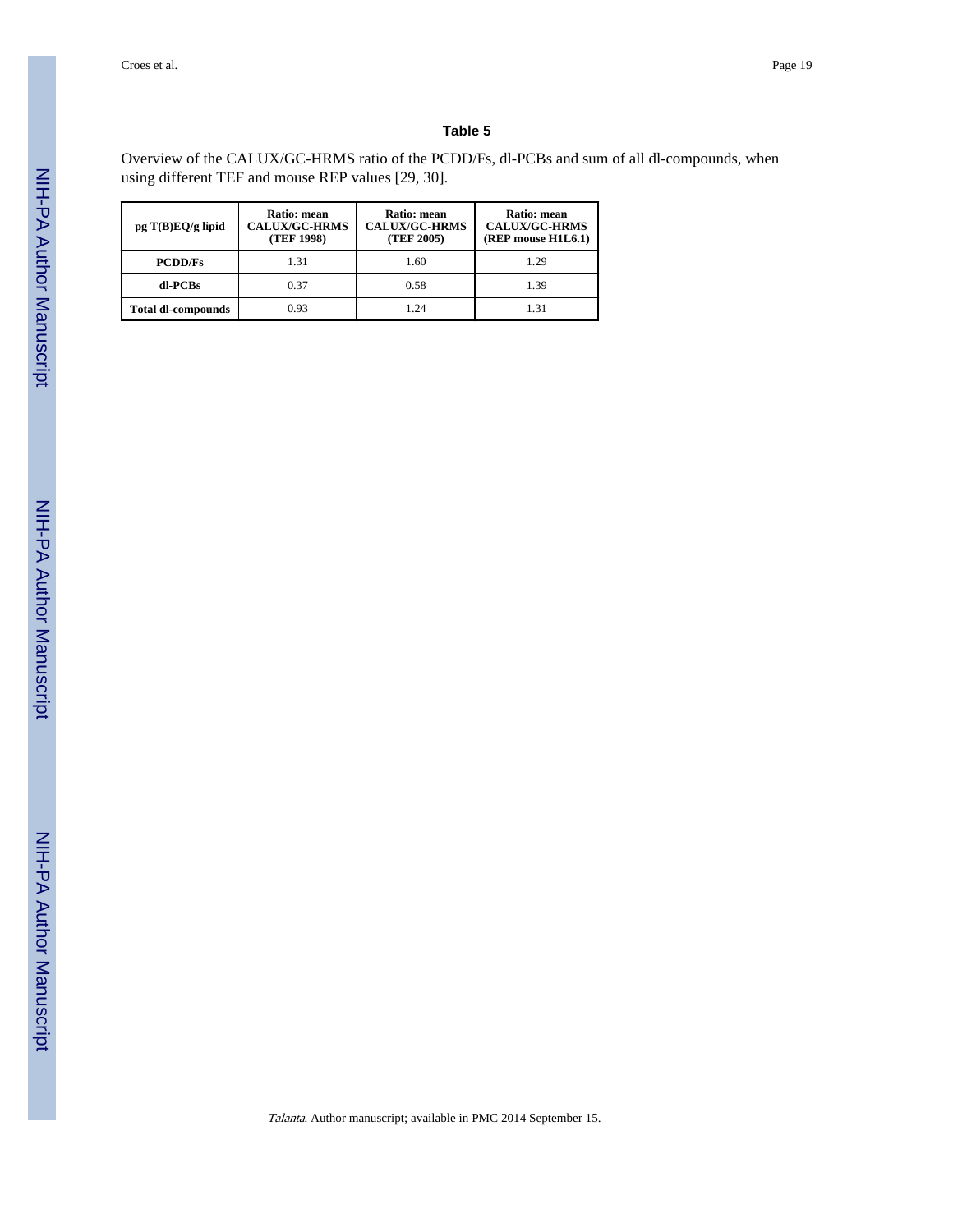### Table 5

Overview of the CALUX/GC-HRMS ratio of the PCDD/Fs, dl-PCBs and sum of all dl-compounds, when using different TEF and mouse REP values [29, 30].

| pg T(B)EQ/g lipid | Ratio: mean CALUX/GC-HRMS (TEF 1998) | Ratio: mean CALUX/GC-HRMS (TEF 2005) | Ratio: mean CALUX/GC-HRMS (REP mouse H1L6.1) |
|---|---|---|---|
| **PCDD/Fs** | 1.31 | 1.60 | 1.29 |
| **dl-PCBs** | 0.37 | 0.58 | 1.39 |
| **Total dl-compounds** | 0.93 | 1.24 | 1.31 |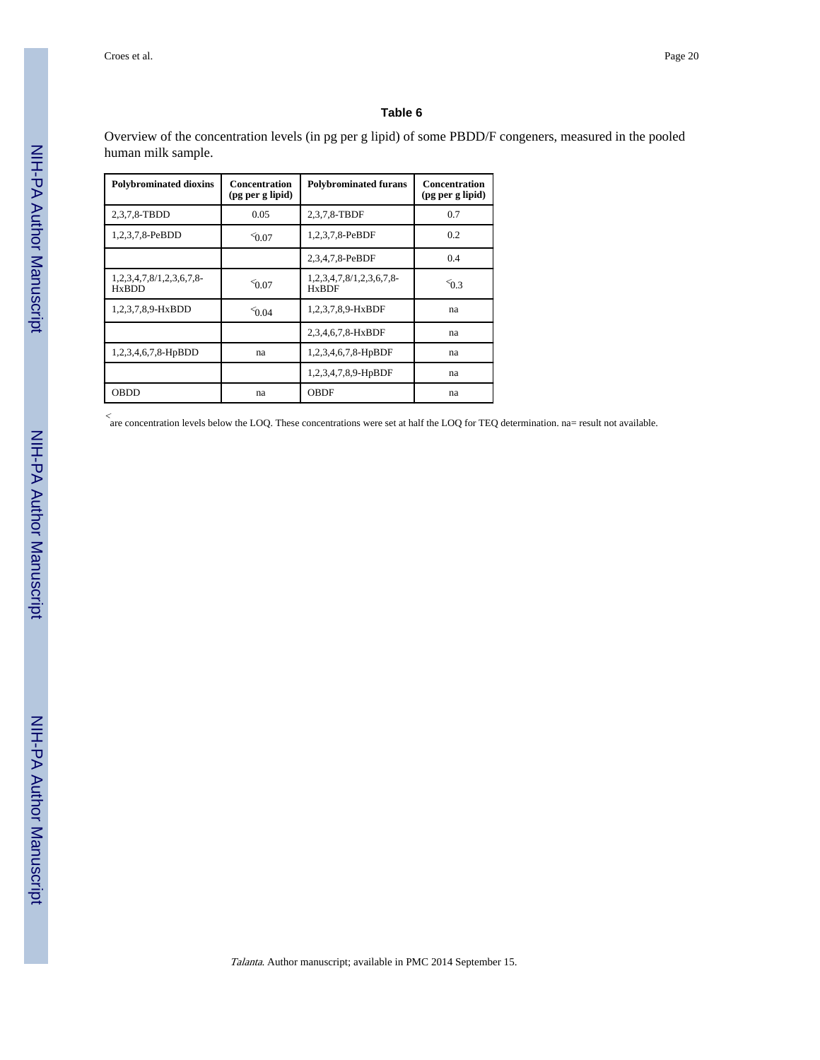### Table 6

Overview of the concentration levels (in pg per g lipid) of some PBDD/F congeners, measured in the pooled human milk sample.

| Polybrominated dioxins | Concentration (pg per g lipid) | Polybrominated furans | Concentration (pg per g lipid) |
|---|---|---|---|
| 2,3,7,8-TBDD | 0.05 | 2,3,7,8-TBDF | 0.7 |
| 1,2,3,7,8-PeBDD | <0.07 | 1,2,3,7,8-PeBDF | 0.2 |
| | | 2,3,4,7,8-PeBDF | 0.4 |
| 1,2,3,4,7,8/1,2,3,6,7,8-HxBDD | <0.07 | 1,2,3,4,7,8/1,2,3,6,7,8-HxBDF | <0.3 |
| 1,2,3,7,8,9-HxBDD | <0.04 | 1,2,3,7,8,9-HxBDF | na |
| | | 2,3,4,6,7,8-HxBDF | na |
| 1,2,3,4,6,7,8-HpBDD | na | 1,2,3,4,6,7,8-HpBDF | na |
| | | 1,2,3,4,7,8,9-HpBDF | na |
| OBDD | na | OBDF | na |

< are concentration levels below the LOQ. These concentrations were set at half the LOQ for TEQ determination. na= result not available.